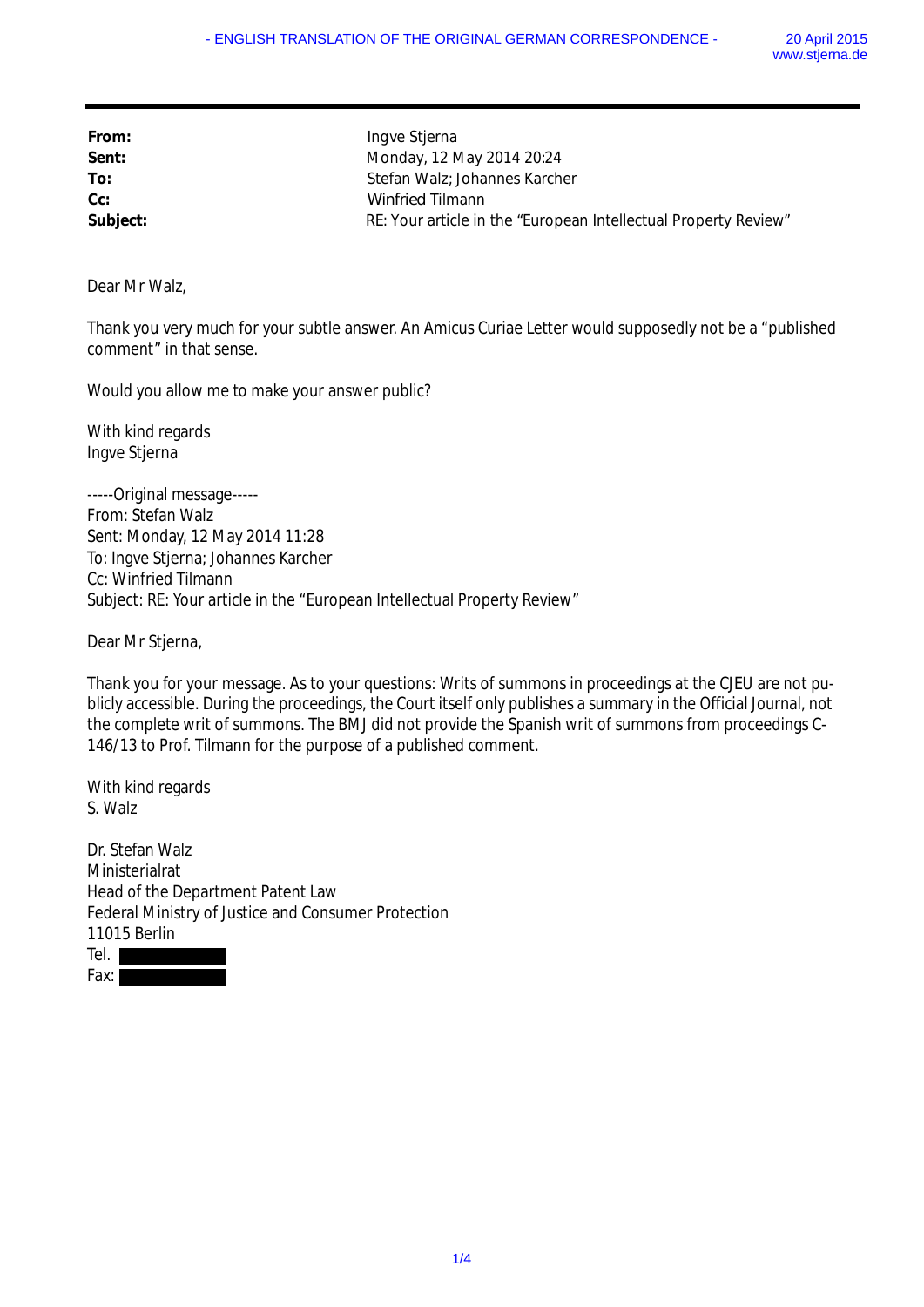- ENGLISH TRANSLATION OF THE ORIGINAL GERMAN CORRESPONDENCE -

20 April 2015
www.stjerna.de

---

| | |
|---|---|
| **From:** | Ingve Stjerna |
| **Sent:** | Monday, 12 May 2014 20:24 |
| **To:** | Stefan Walz; Johannes Karcher |
| **Cc:** | Winfried Tilmann |
| **Subject:** | RE: Your article in the "European Intellectual Property Review" |

Dear Mr Walz,

Thank you very much for your subtle answer. An Amicus Curiae Letter would supposedly not be a "published comment" in that sense.

Would you allow me to make your answer public?

With kind regards
Ingve Stjerna

-----Original message-----
From: Stefan Walz
Sent: Monday, 12 May 2014 11:28
To: Ingve Stjerna; Johannes Karcher
Cc: Winfried Tilmann
Subject: RE: Your article in the "European Intellectual Property Review"

Dear Mr Stjerna,

Thank you for your message. As to your questions: Writs of summons in proceedings at the CJEU are not publicly accessible. During the proceedings, the Court itself only publishes a summary in the Official Journal, not the complete writ of summons. The BMJ did not provide the Spanish writ of summons from proceedings C-146/13 to Prof. Tilmann for the purpose of a published comment.

With kind regards
S. Walz

Dr. Stefan Walz
Ministerialrat
Head of the Department Patent Law
Federal Ministry of Justice and Consumer Protection
11015 Berlin
Tel. [redacted]
Fax: [redacted]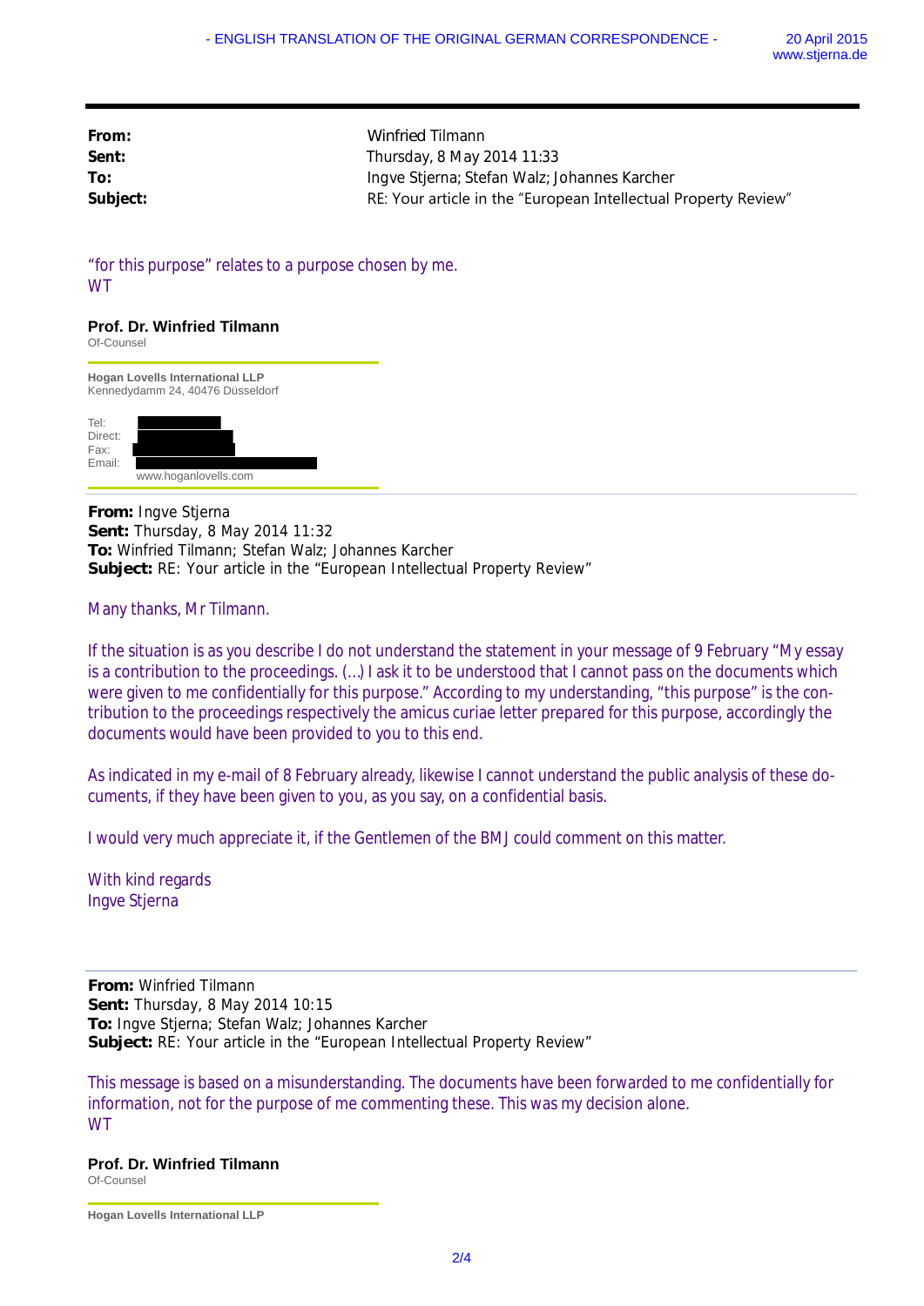| | |
|---|---|
| **From:** | Winfried Tilmann |
| **Sent:** | Thursday, 8 May 2014 11:33 |
| **To:** | Ingve Stjerna; Stefan Walz; Johannes Karcher |
| **Subject:** | RE: Your article in the "European Intellectual Property Review" |

"for this purpose" relates to a purpose chosen by me.
WT

**Prof. Dr. Winfried Tilmann**
Of-Counsel

**Hogan Lovells International LLP**
Kennedydamm 24, 40476 Düsseldorf

Tel:
Direct:
Fax:
Email:
www.hoganlovells.com

---

**From:** Ingve Stjerna
**Sent:** Thursday, 8 May 2014 11:32
**To:** Winfried Tilmann; Stefan Walz; Johannes Karcher
**Subject:** RE: Your article in the "European Intellectual Property Review"

Many thanks, Mr Tilmann.

If the situation is as you describe I do not understand the statement in your message of 9 February "My essay is a contribution to the proceedings. (...) I ask it to be understood that I cannot pass on the documents which were given to me confidentially for this purpose." According to my understanding, "this purpose" is the contribution to the proceedings respectively the amicus curiae letter prepared for this purpose, accordingly the documents would have been provided to you to this end.

As indicated in my e-mail of 8 February already, likewise I cannot understand the public analysis of these documents, if they have been given to you, as you say, on a confidential basis.

I would very much appreciate it, if the Gentlemen of the BMJ could comment on this matter.

With kind regards
Ingve Stjerna

---

**From:** Winfried Tilmann
**Sent:** Thursday, 8 May 2014 10:15
**To:** Ingve Stjerna; Stefan Walz; Johannes Karcher
**Subject:** RE: Your article in the "European Intellectual Property Review"

This message is based on a misunderstanding. The documents have been forwarded to me confidentially for information, not for the purpose of me commenting these. This was my decision alone.
WT

**Prof. Dr. Winfried Tilmann**
Of-Counsel

**Hogan Lovells International LLP**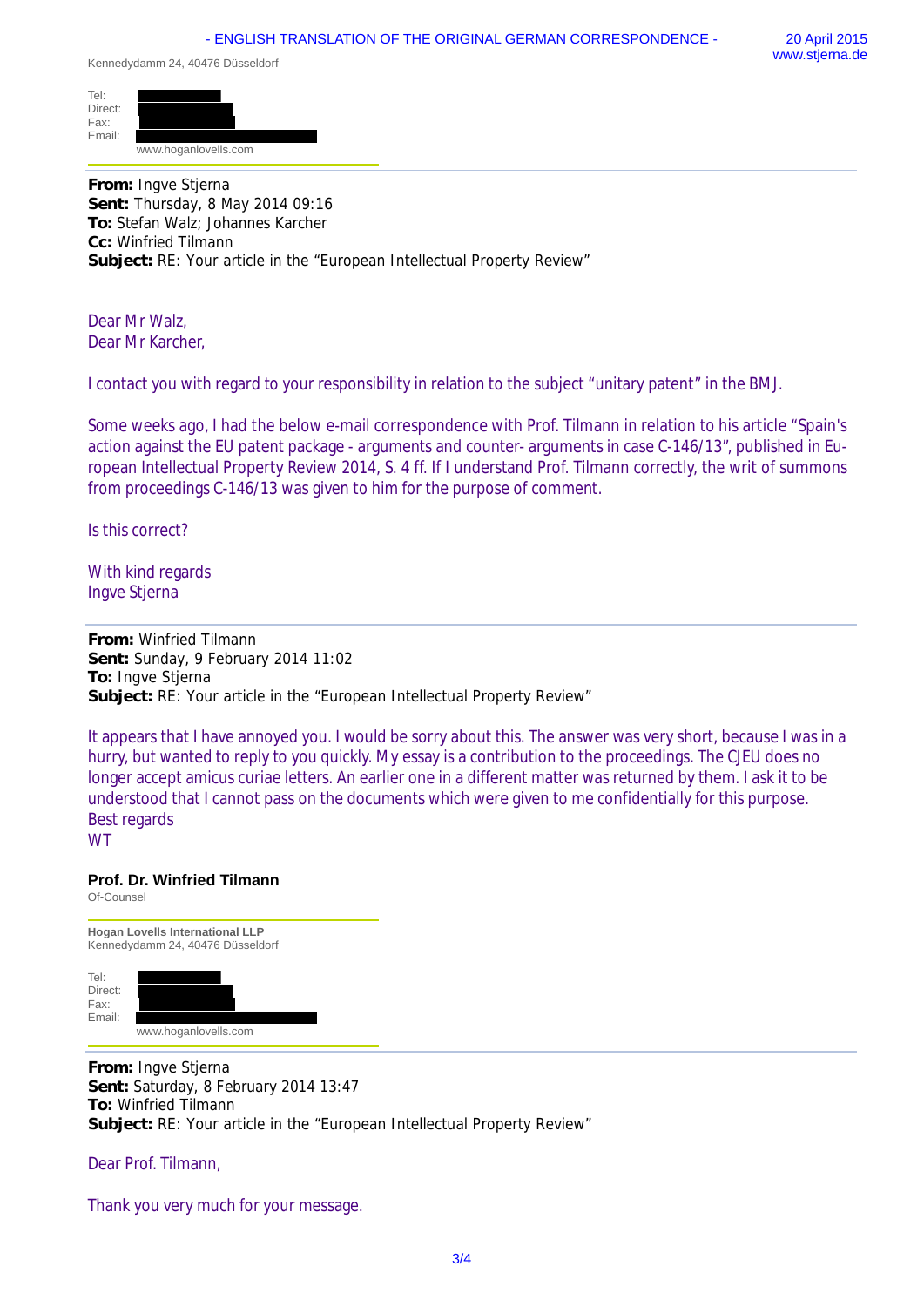- ENGLISH TRANSLATION OF THE ORIGINAL GERMAN CORRESPONDENCE -

20 April 2015
www.stjerna.de

Kennedydamm 24, 40476 Düsseldorf

Tel:
Direct:
Fax:
Email:
www.hoganlovells.com

**From:** Ingve Stjerna
**Sent:** Thursday, 8 May 2014 09:16
**To:** Stefan Walz; Johannes Karcher
**Cc:** Winfried Tilmann
**Subject:** RE: Your article in the "European Intellectual Property Review"

Dear Mr Walz,
Dear Mr Karcher,

I contact you with regard to your responsibility in relation to the subject "unitary patent" in the BMJ.

Some weeks ago, I had the below e-mail correspondence with Prof. Tilmann in relation to his article "Spain's action against the EU patent package - arguments and counter- arguments in case C-146/13", published in European Intellectual Property Review 2014, S. 4 ff. If I understand Prof. Tilmann correctly, the writ of summons from proceedings C-146/13 was given to him for the purpose of comment.

Is this correct?

With kind regards
Ingve Stjerna

---

**From:** Winfried Tilmann
**Sent:** Sunday, 9 February 2014 11:02
**To:** Ingve Stjerna
**Subject:** RE: Your article in the "European Intellectual Property Review"

It appears that I have annoyed you. I would be sorry about this. The answer was very short, because I was in a hurry, but wanted to reply to you quickly. My essay is a contribution to the proceedings. The CJEU does no longer accept amicus curiae letters. An earlier one in a different matter was returned by them. I ask it to be understood that I cannot pass on the documents which were given to me confidentially for this purpose.
Best regards
WT

**Prof. Dr. Winfried Tilmann**
Of-Counsel

**Hogan Lovells International LLP**
Kennedydamm 24, 40476 Düsseldorf

Tel:
Direct:
Fax:
Email:
www.hoganlovells.com

---

**From:** Ingve Stjerna
**Sent:** Saturday, 8 February 2014 13:47
**To:** Winfried Tilmann
**Subject:** RE: Your article in the "European Intellectual Property Review"

Dear Prof. Tilmann,

Thank you very much for your message.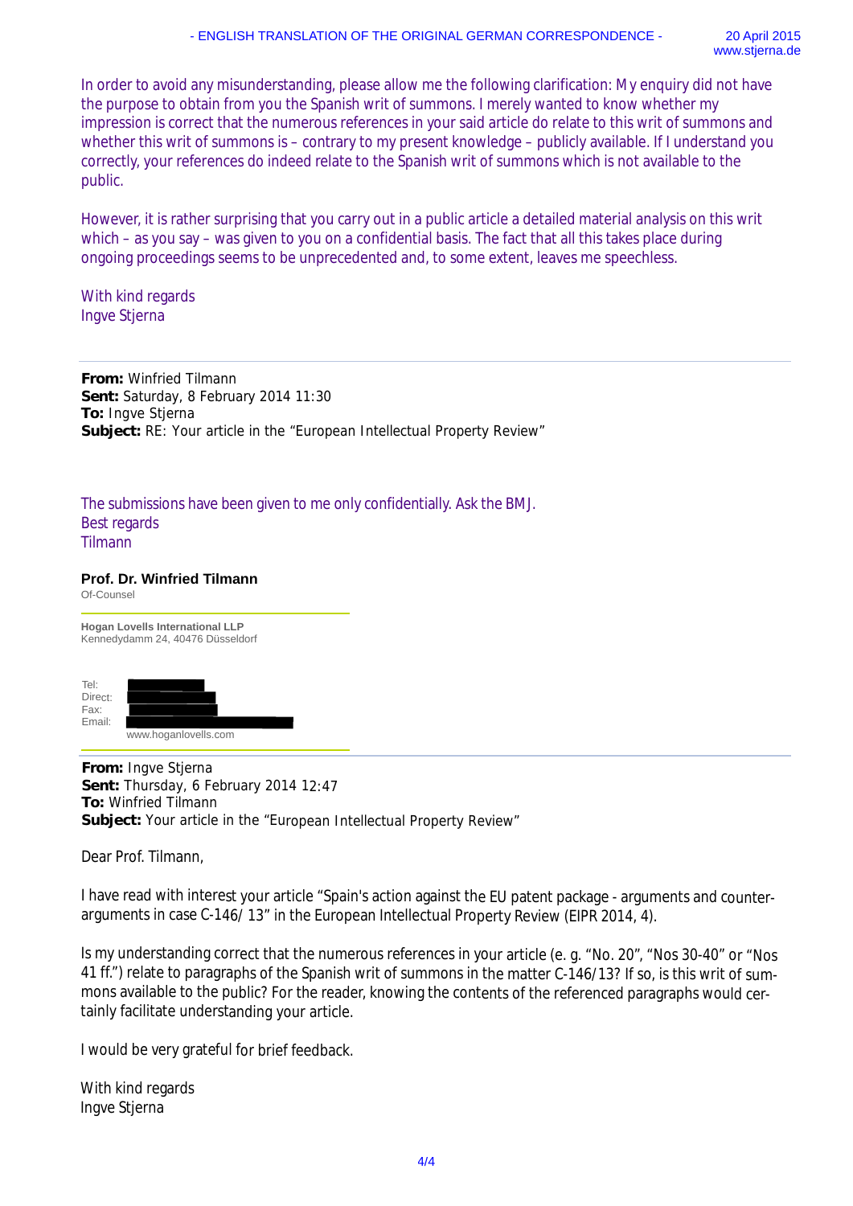In order to avoid any misunderstanding, please allow me the following clarification: My enquiry did not have the purpose to obtain from you the Spanish writ of summons. I merely wanted to know whether my impression is correct that the numerous references in your said article do relate to this writ of summons and whether this writ of summons is – contrary to my present knowledge – publicly available. If I understand you correctly, your references do indeed relate to the Spanish writ of summons which is not available to the public.

However, it is rather surprising that you carry out in a public article a detailed material analysis on this writ which – as you say – was given to you on a confidential basis. The fact that all this takes place during ongoing proceedings seems to be unprecedented and, to some extent, leaves me speechless.

With kind regards
Ingve Stjerna

---

**From:** Winfried Tilmann
**Sent:** Saturday, 8 February 2014 11:30
**To:** Ingve Stjerna
**Subject:** RE: Your article in the "European Intellectual Property Review"

The submissions have been given to me only confidentially. Ask the BMJ.
Best regards
Tilmann

**Prof. Dr. Winfried Tilmann**
Of-Counsel

**Hogan Lovells International LLP**
Kennedydamm 24, 40476 Düsseldorf

Tel:
Direct:
Fax:
Email:
www.hoganlovells.com

---

**From:** Ingve Stjerna
**Sent:** Thursday, 6 February 2014 12:47
**To:** Winfried Tilmann
**Subject:** Your article in the "European Intellectual Property Review"

Dear Prof. Tilmann,

I have read with interest your article "Spain's action against the EU patent package - arguments and counter-arguments in case C-146/ 13" in the European Intellectual Property Review (EIPR 2014, 4).

Is my understanding correct that the numerous references in your article (e. g. "No. 20", "Nos 30-40" or "Nos 41 ff.") relate to paragraphs of the Spanish writ of summons in the matter C-146/13? If so, is this writ of summons available to the public? For the reader, knowing the contents of the referenced paragraphs would certainly facilitate understanding your article.

I would be very grateful for brief feedback.

With kind regards
Ingve Stjerna